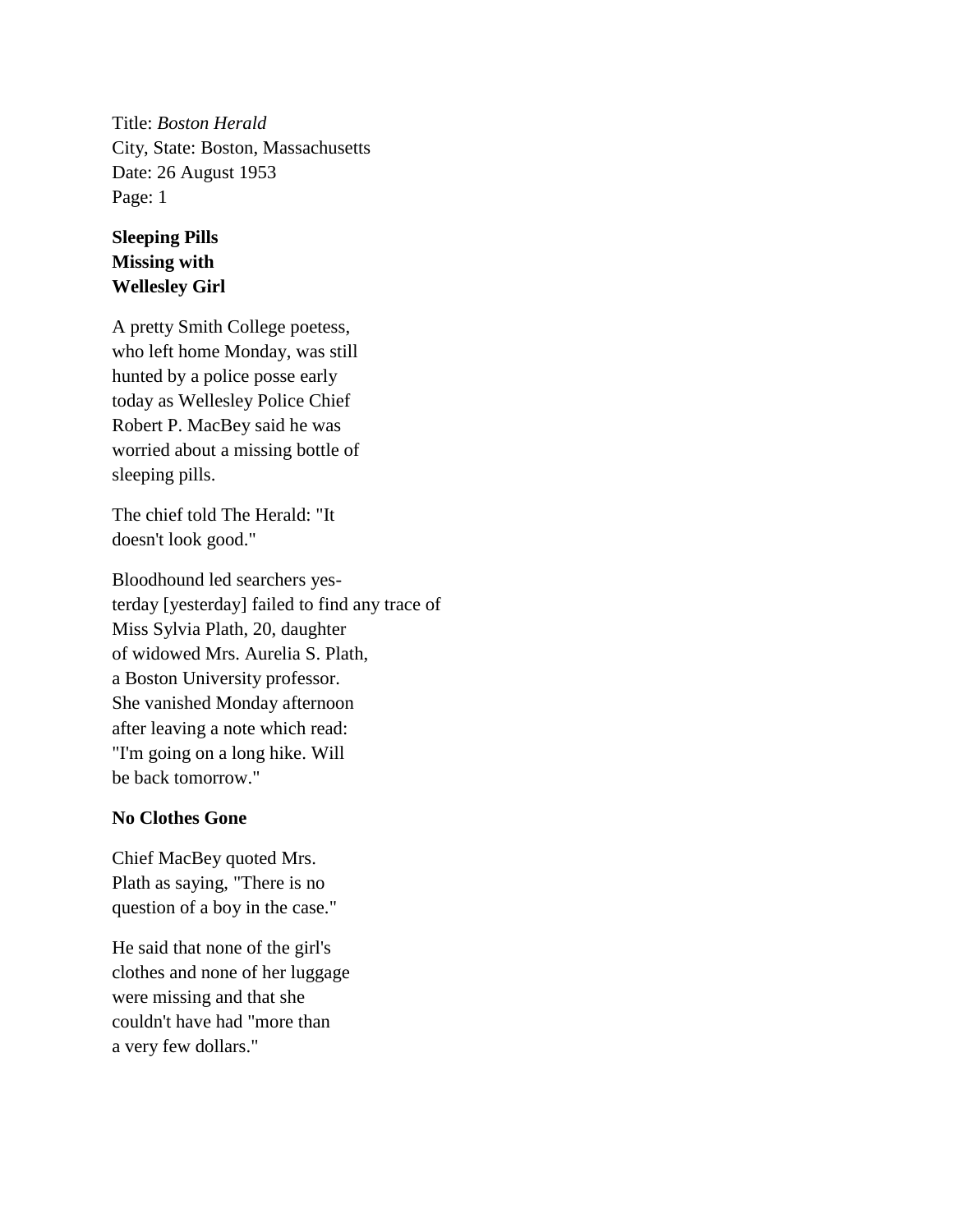Title: *Boston Herald*
City, State: Boston, Massachusetts
Date: 26 August 1953
Page: 1

**Sleeping Pills Missing with Wellesley Girl**

A pretty Smith College poetess, who left home Monday, was still hunted by a police posse early today as Wellesley Police Chief Robert P. MacBey said he was worried about a missing bottle of sleeping pills.

The chief told The Herald: "It doesn't look good."

Bloodhound led searchers yes-terday [yesterday] failed to find any trace of Miss Sylvia Plath, 20, daughter of widowed Mrs. Aurelia S. Plath, a Boston University professor. She vanished Monday afternoon after leaving a note which read: "I'm going on a long hike. Will be back tomorrow."

**No Clothes Gone**

Chief MacBey quoted Mrs. Plath as saying, "There is no question of a boy in the case."

He said that none of the girl's clothes and none of her luggage were missing and that she couldn't have had "more than a very few dollars."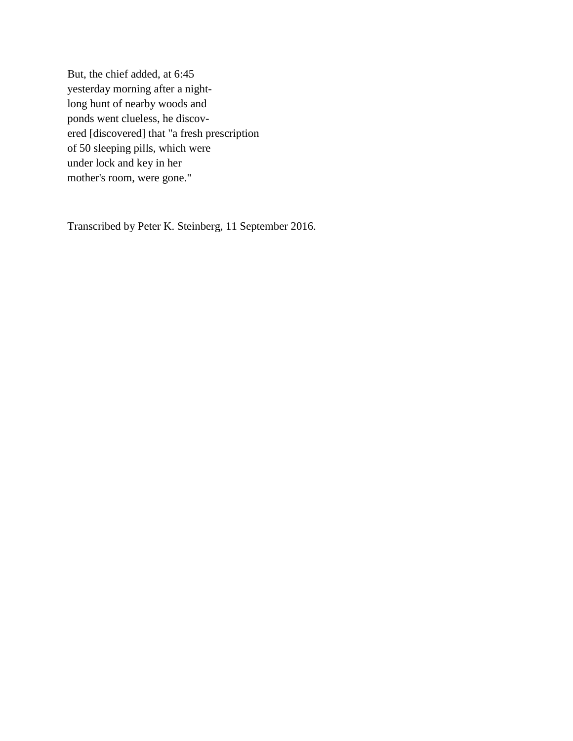But, the chief added, at 6:45 yesterday morning after a night-long hunt of nearby woods and ponds went clueless, he discov-ered [discovered] that "a fresh prescription of 50 sleeping pills, which were under lock and key in her mother's room, were gone."

Transcribed by Peter K. Steinberg, 11 September 2016.